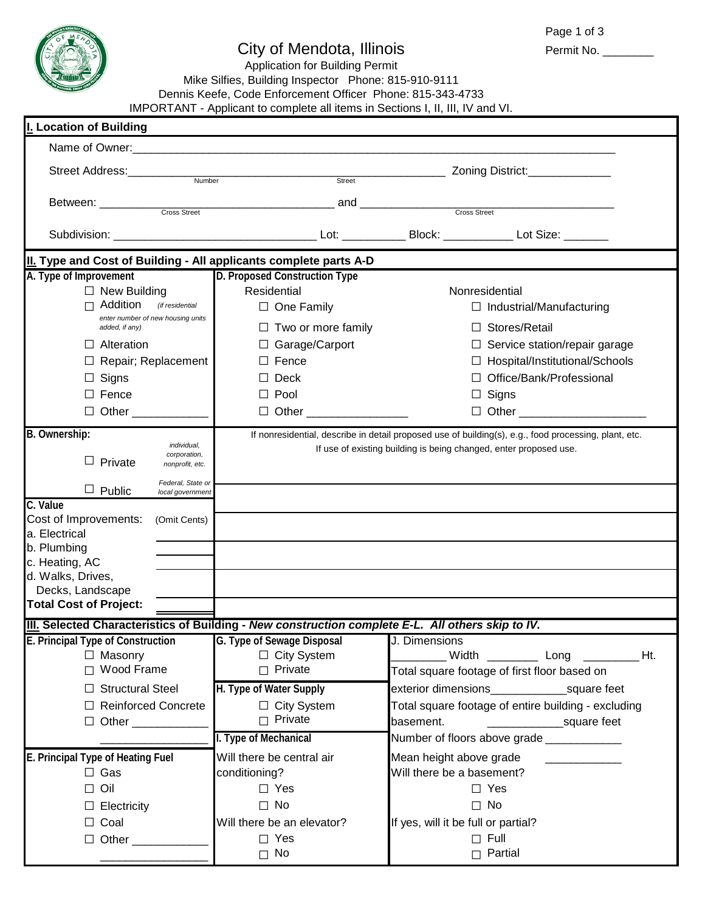# City of Mendota, Illinois

Permit No. ________

Application for Building Permit

Mike Silfies, Building Inspector Phone: 815-910-9111

Dennis Keefe, Code Enforcement Officer Phone: 815-343-4733

IMPORTANT - Applicant to complete all items in Sections I, II, III, IV and VI.

## I. Location of Building

Name of Owner: ____________________________________________

Street Address: ________ (Number) ________________ (Street) Zoning District: ____________

Between: ________________ (Cross Street) and ________________ (Cross Street)

Subdivision: ________________ Lot: ________ Block: ________ Lot Size: ______

## II. Type and Cost of Building - All applicants complete parts A-D

**A. Type of Improvement**

- ☐ New Building
- ☐ Addition (if residential enter number of new housing units added, if any)
- ☐ Alteration
- ☐ Repair; Replacement
- ☐ Signs
- ☐ Fence
- ☐ Other ____________

**D. Proposed Construction Type**

Residential

- ☐ One Family
- ☐ Two or more family
- ☐ Garage/Carport
- ☐ Fence
- ☐ Deck
- ☐ Pool
- ☐ Other ______________

Nonresidential

- ☐ Industrial/Manufacturing
- ☐ Stores/Retail
- ☐ Service station/repair garage
- ☐ Hospital/Institutional/Schools
- ☐ Office/Bank/Professional
- ☐ Signs
- ☐ Other __________________

**B. Ownership:**

- ☐ Private (individual, corporation, nonprofit, etc.)
- ☐ Public (Federal, State or local government)

If nonresidential, describe in detail proposed use of building(s), e.g., food processing, plant, etc. If use of existing building is being changed, enter proposed use.

______________________________________________

______________________________________________

______________________________________________

______________________________________________

______________________________________________

**C. Value**

Cost of Improvements: (Omit Cents)

- a. Electrical ________
- b. Plumbing ________
- c. Heating, AC ________
- d. Walks, Drives, Decks, Landscape ________

**Total Cost of Project:** ________

## III. Selected Characteristics of Building - *New construction complete E-L. All others skip to IV.*

**E. Principal Type of Construction**

- ☐ Masonry
- ☐ Wood Frame
- ☐ Structural Steel
- ☐ Reinforced Concrete
- ☐ Other ____________ ________________

**E. Principal Type of Heating Fuel**

- ☐ Gas
- ☐ Oil
- ☐ Electricity
- ☐ Coal
- ☐ Other ____________ ________________

**G. Type of Sewage Disposal**

- ☐ City System
- ☐ Private

**H. Type of Water Supply**

- ☐ City System
- ☐ Private

**I. Type of Mechanical**

Will there be central air conditioning?

- ☐ Yes
- ☐ No

Will there be an elevator?

- ☐ Yes
- ☐ No

**J. Dimensions**

________ Width ________ Long ________ Ht.

Total square footage of first floor based on exterior dimensions ____________ square feet

Total square footage of entire building - excluding basement. ____________ square feet

Number of floors above grade ____________

Mean height above grade ____________

Will there be a basement?

- ☐ Yes
- ☐ No

If yes, will it be full or partial?

- ☐ Full
- ☐ Partial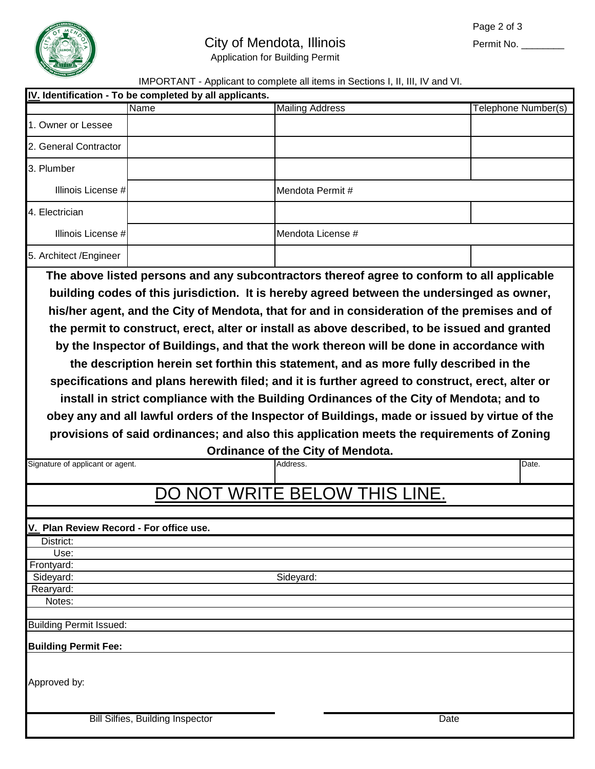City of Mendota, Illinois

Application for Building Permit

Permit No. ________

IMPORTANT - Applicant to complete all items in Sections I, II, III, IV and VI.

**IV. Identification - To be completed by all applicants.**

| | Name | Mailing Address | Telephone Number(s) |
|---|---|---|---|
| 1. Owner or Lessee | | | |
| 2. General Contractor | | | |
| 3. Plumber | | | |
| Illinois License # | | Mendota Permit # | |
| 4. Electrician | | | |
| Illinois License # | | Mendota License # | |
| 5. Architect /Engineer | | | |

**The above listed persons and any subcontractors thereof agree to conform to all applicable building codes of this jurisdiction. It is hereby agreed between the undersinged as owner, his/her agent, and the City of Mendota, that for and in consideration of the premises and of the permit to construct, erect, alter or install as above described, to be issued and granted by the Inspector of Buildings, and that the work thereon will be done in accordance with the description herein set forthin this statement, and as more fully described in the specifications and plans herewith filed; and it is further agreed to construct, erect, alter or install in strict compliance with the Building Ordinances of the City of Mendota; and to obey any and all lawful orders of the Inspector of Buildings, made or issued by virtue of the provisions of said ordinances; and also this application meets the requirements of Zoning Ordinance of the City of Mendota.**

| Signature of applicant or agent. | Address. | Date. |
|---|---|---|
| | | |

## DO NOT WRITE BELOW THIS LINE.

**V. Plan Review Record - For office use.**

District:

Use:

Frontyard:

Sideyard: Sideyard:

Rearyard:

Notes:

Building Permit Issued:

**Building Permit Fee:**

Approved by:

Bill Silfies, Building Inspector Date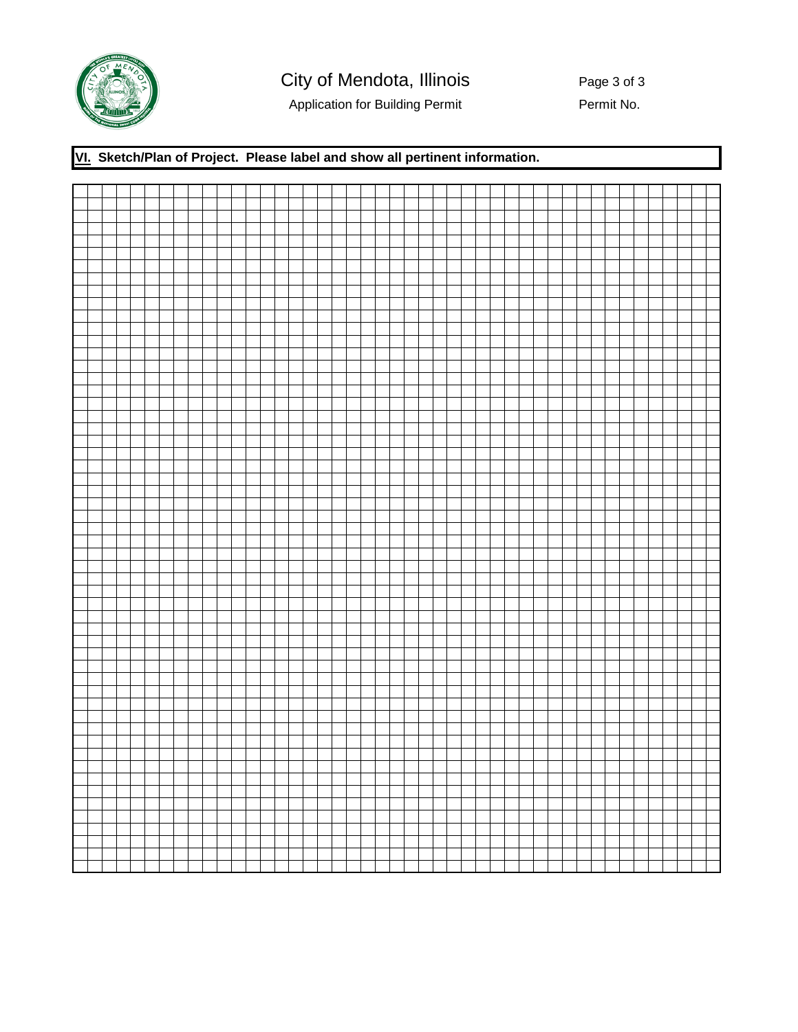# City of Mendota, Illinois

Application for Building Permit

Permit No.

## VI. Sketch/Plan of Project. Please label and show all pertinent information.